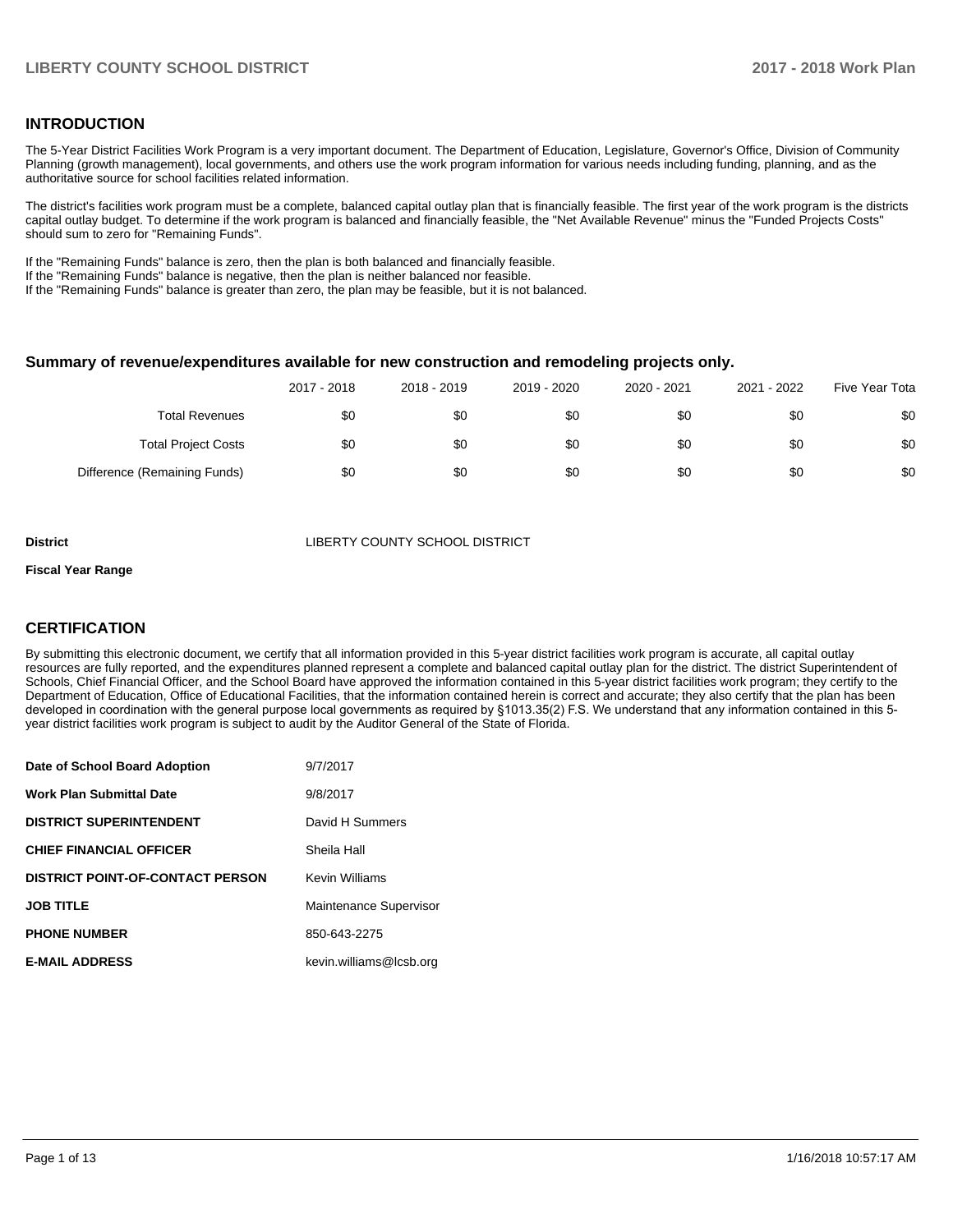## INTRODUCTION

The 5-Year District Facilities Work Program is a very important document. The Department of Education, Legislature, Governor's Office, Division of Community Planning (growth management), local governments, and others use the work program information for various needs including funding, planning, and as the authoritative source for school facilities related information.

The district's facilities work program must be a complete, balanced capital outlay plan that is financially feasible. The first year of the work program is the districts capital outlay budget. To determine if the work program is balanced and financially feasible, the "Net Available Revenue" minus the "Funded Projects Costs" should sum to zero for "Remaining Funds".

If the "Remaining Funds" balance is zero, then the plan is both balanced and financially feasible.
If the "Remaining Funds" balance is negative, then the plan is neither balanced nor feasible.
If the "Remaining Funds" balance is greater than zero, the plan may be feasible, but it is not balanced.

### Summary of revenue/expenditures available for new construction and remodeling projects only.

| | 2017 - 2018 | 2018 - 2019 | 2019 - 2020 | 2020 - 2021 | 2021 - 2022 | Five Year Tota |
|---|---|---|---|---|---|---|
| Total Revenues | $0 | $0 | $0 | $0 | $0 | $0 |
| Total Project Costs | $0 | $0 | $0 | $0 | $0 | $0 |
| Difference (Remaining Funds) | $0 | $0 | $0 | $0 | $0 | $0 |

**District** LIBERTY COUNTY SCHOOL DISTRICT

**Fiscal Year Range**

## CERTIFICATION

By submitting this electronic document, we certify that all information provided in this 5-year district facilities work program is accurate, all capital outlay resources are fully reported, and the expenditures planned represent a complete and balanced capital outlay plan for the district. The district Superintendent of Schools, Chief Financial Officer, and the School Board have approved the information contained in this 5-year district facilities work program; they certify to the Department of Education, Office of Educational Facilities, that the information contained herein is correct and accurate; they also certify that the plan has been developed in coordination with the general purpose local governments as required by §1013.35(2) F.S. We understand that any information contained in this 5-year district facilities work program is subject to audit by the Auditor General of the State of Florida.

| | |
|---|---|
| **Date of School Board Adoption** | 9/7/2017 |
| **Work Plan Submittal Date** | 9/8/2017 |
| **DISTRICT SUPERINTENDENT** | David H Summers |
| **CHIEF FINANCIAL OFFICER** | Sheila Hall |
| **DISTRICT POINT-OF-CONTACT PERSON** | Kevin Williams |
| **JOB TITLE** | Maintenance Supervisor |
| **PHONE NUMBER** | 850-643-2275 |
| **E-MAIL ADDRESS** | kevin.williams@lcsb.org |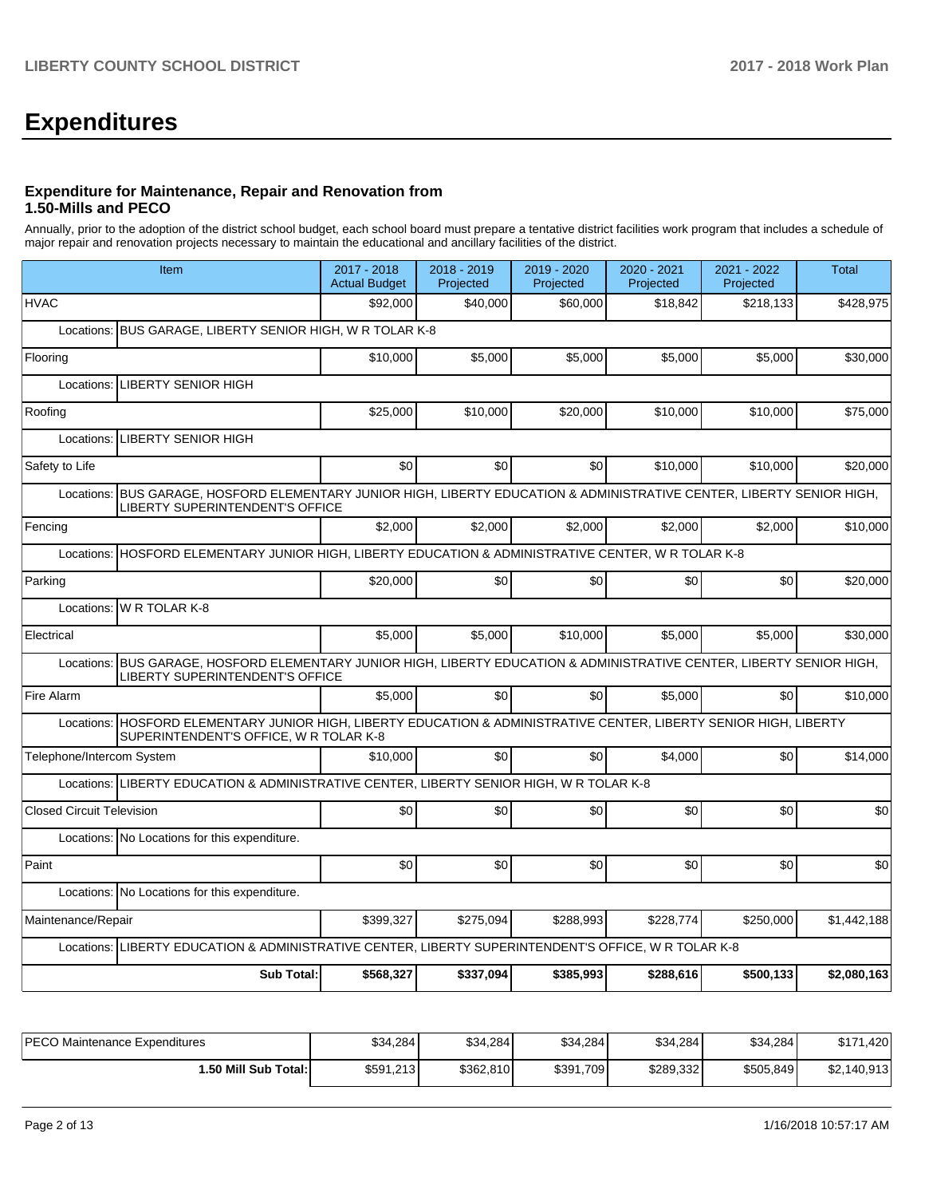# Expenditures

### Expenditure for Maintenance, Repair and Renovation from 1.50-Mills and PECO

Annually, prior to the adoption of the district school budget, each school board must prepare a tentative district facilities work program that includes a schedule of major repair and renovation projects necessary to maintain the educational and ancillary facilities of the district.

| Item | | 2017 - 2018 Actual Budget | 2018 - 2019 Projected | 2019 - 2020 Projected | 2020 - 2021 Projected | 2021 - 2022 Projected | Total |
|---|---|---|---|---|---|---|---|
| HVAC | | $92,000 | $40,000 | $60,000 | $18,842 | $218,133 | $428,975 |
| Locations: | BUS GARAGE, LIBERTY SENIOR HIGH, W R TOLAR K-8 | | | | | | |
| Flooring | | $10,000 | $5,000 | $5,000 | $5,000 | $5,000 | $30,000 |
| Locations: | LIBERTY SENIOR HIGH | | | | | | |
| Roofing | | $25,000 | $10,000 | $20,000 | $10,000 | $10,000 | $75,000 |
| Locations: | LIBERTY SENIOR HIGH | | | | | | |
| Safety to Life | | $0 | $0 | $0 | $10,000 | $10,000 | $20,000 |
| Locations: | BUS GARAGE, HOSFORD ELEMENTARY JUNIOR HIGH, LIBERTY EDUCATION & ADMINISTRATIVE CENTER, LIBERTY SENIOR HIGH, LIBERTY SUPERINTENDENT'S OFFICE | | | | | | |
| Fencing | | $2,000 | $2,000 | $2,000 | $2,000 | $2,000 | $10,000 |
| Locations: | HOSFORD ELEMENTARY JUNIOR HIGH, LIBERTY EDUCATION & ADMINISTRATIVE CENTER, W R TOLAR K-8 | | | | | | |
| Parking | | $20,000 | $0 | $0 | $0 | $0 | $20,000 |
| Locations: | W R TOLAR K-8 | | | | | | |
| Electrical | | $5,000 | $5,000 | $10,000 | $5,000 | $5,000 | $30,000 |
| Locations: | BUS GARAGE, HOSFORD ELEMENTARY JUNIOR HIGH, LIBERTY EDUCATION & ADMINISTRATIVE CENTER, LIBERTY SENIOR HIGH, LIBERTY SUPERINTENDENT'S OFFICE | | | | | | |
| Fire Alarm | | $5,000 | $0 | $0 | $5,000 | $0 | $10,000 |
| Locations: | HOSFORD ELEMENTARY JUNIOR HIGH, LIBERTY EDUCATION & ADMINISTRATIVE CENTER, LIBERTY SENIOR HIGH, LIBERTY SUPERINTENDENT'S OFFICE, W R TOLAR K-8 | | | | | | |
| Telephone/Intercom System | | $10,000 | $0 | $0 | $4,000 | $0 | $14,000 |
| Locations: | LIBERTY EDUCATION & ADMINISTRATIVE CENTER, LIBERTY SENIOR HIGH, W R TOLAR K-8 | | | | | | |
| Closed Circuit Television | | $0 | $0 | $0 | $0 | $0 | $0 |
| Locations: | No Locations for this expenditure. | | | | | | |
| Paint | | $0 | $0 | $0 | $0 | $0 | $0 |
| Locations: | No Locations for this expenditure. | | | | | | |
| Maintenance/Repair | | $399,327 | $275,094 | $288,993 | $228,774 | $250,000 | $1,442,188 |
| Locations: | LIBERTY EDUCATION & ADMINISTRATIVE CENTER, LIBERTY SUPERINTENDENT'S OFFICE, W R TOLAR K-8 | | | | | | |
| **Sub Total:** | | **$568,327** | **$337,094** | **$385,993** | **$288,616** | **$500,133** | **$2,080,163** |

| | 2017 - 2018 | 2018 - 2019 | 2019 - 2020 | 2020 - 2021 | 2021 - 2022 | Total |
|---|---|---|---|---|---|---|
| PECO Maintenance Expenditures | $34,284 | $34,284 | $34,284 | $34,284 | $34,284 | $171,420 |
| **1.50 Mill Sub Total:** | $591,213 | $362,810 | $391,709 | $289,332 | $505,849 | $2,140,913 |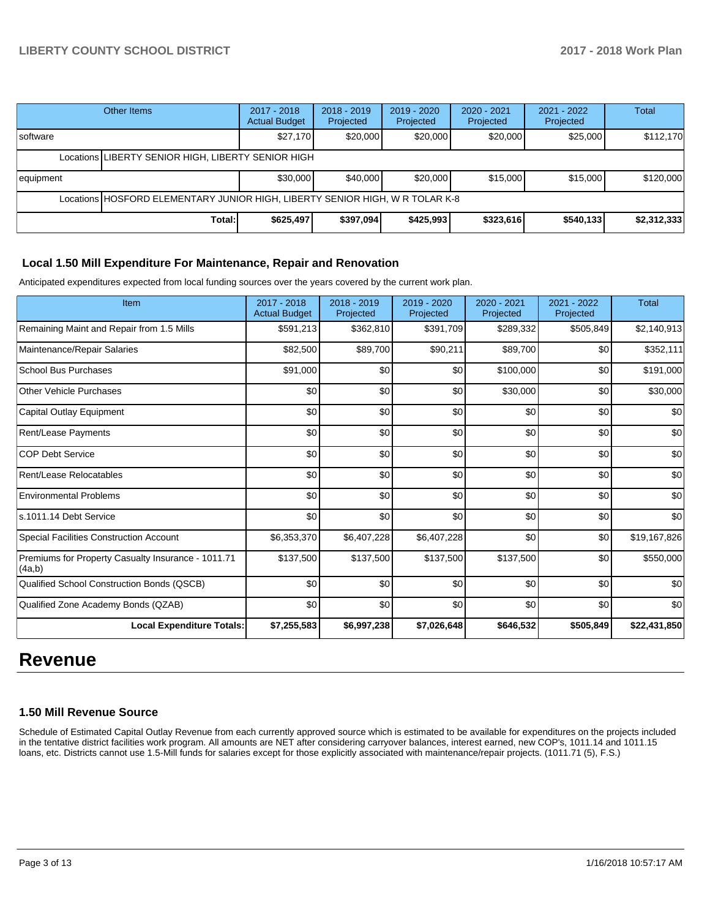| Other Items | 2017 - 2018 Actual Budget | 2018 - 2019 Projected | 2019 - 2020 Projected | 2020 - 2021 Projected | 2021 - 2022 Projected | Total |
|---|---|---|---|---|---|---|
| software | $27,170 | $20,000 | $20,000 | $20,000 | $25,000 | $112,170 |
| Locations LIBERTY SENIOR HIGH, LIBERTY SENIOR HIGH | | | | | | |
| equipment | $30,000 | $40,000 | $20,000 | $15,000 | $15,000 | $120,000 |
| Locations HOSFORD ELEMENTARY JUNIOR HIGH, LIBERTY SENIOR HIGH, W R TOLAR K-8 | | | | | | |
| **Total:** | **$625,497** | **$397,094** | **$425,993** | **$323,616** | **$540,133** | **$2,312,333** |

### Local 1.50 Mill Expenditure For Maintenance, Repair and Renovation

Anticipated expenditures expected from local funding sources over the years covered by the current work plan.

| Item | 2017 - 2018 Actual Budget | 2018 - 2019 Projected | 2019 - 2020 Projected | 2020 - 2021 Projected | 2021 - 2022 Projected | Total |
|---|---|---|---|---|---|---|
| Remaining Maint and Repair from 1.5 Mills | $591,213 | $362,810 | $391,709 | $289,332 | $505,849 | $2,140,913 |
| Maintenance/Repair Salaries | $82,500 | $89,700 | $90,211 | $89,700 | $0 | $352,111 |
| School Bus Purchases | $91,000 | $0 | $0 | $100,000 | $0 | $191,000 |
| Other Vehicle Purchases | $0 | $0 | $0 | $30,000 | $0 | $30,000 |
| Capital Outlay Equipment | $0 | $0 | $0 | $0 | $0 | $0 |
| Rent/Lease Payments | $0 | $0 | $0 | $0 | $0 | $0 |
| COP Debt Service | $0 | $0 | $0 | $0 | $0 | $0 |
| Rent/Lease Relocatables | $0 | $0 | $0 | $0 | $0 | $0 |
| Environmental Problems | $0 | $0 | $0 | $0 | $0 | $0 |
| s.1011.14 Debt Service | $0 | $0 | $0 | $0 | $0 | $0 |
| Special Facilities Construction Account | $6,353,370 | $6,407,228 | $6,407,228 | $0 | $0 | $19,167,826 |
| Premiums for Property Casualty Insurance - 1011.71 (4a,b) | $137,500 | $137,500 | $137,500 | $137,500 | $0 | $550,000 |
| Qualified School Construction Bonds (QSCB) | $0 | $0 | $0 | $0 | $0 | $0 |
| Qualified Zone Academy Bonds (QZAB) | $0 | $0 | $0 | $0 | $0 | $0 |
| **Local Expenditure Totals:** | **$7,255,583** | **$6,997,238** | **$7,026,648** | **$646,532** | **$505,849** | **$22,431,850** |

# Revenue

### 1.50 Mill Revenue Source

Schedule of Estimated Capital Outlay Revenue from each currently approved source which is estimated to be available for expenditures on the projects included in the tentative district facilities work program. All amounts are NET after considering carryover balances, interest earned, new COP's, 1011.14 and 1011.15 loans, etc. Districts cannot use 1.5-Mill funds for salaries except for those explicitly associated with maintenance/repair projects. (1011.71 (5), F.S.)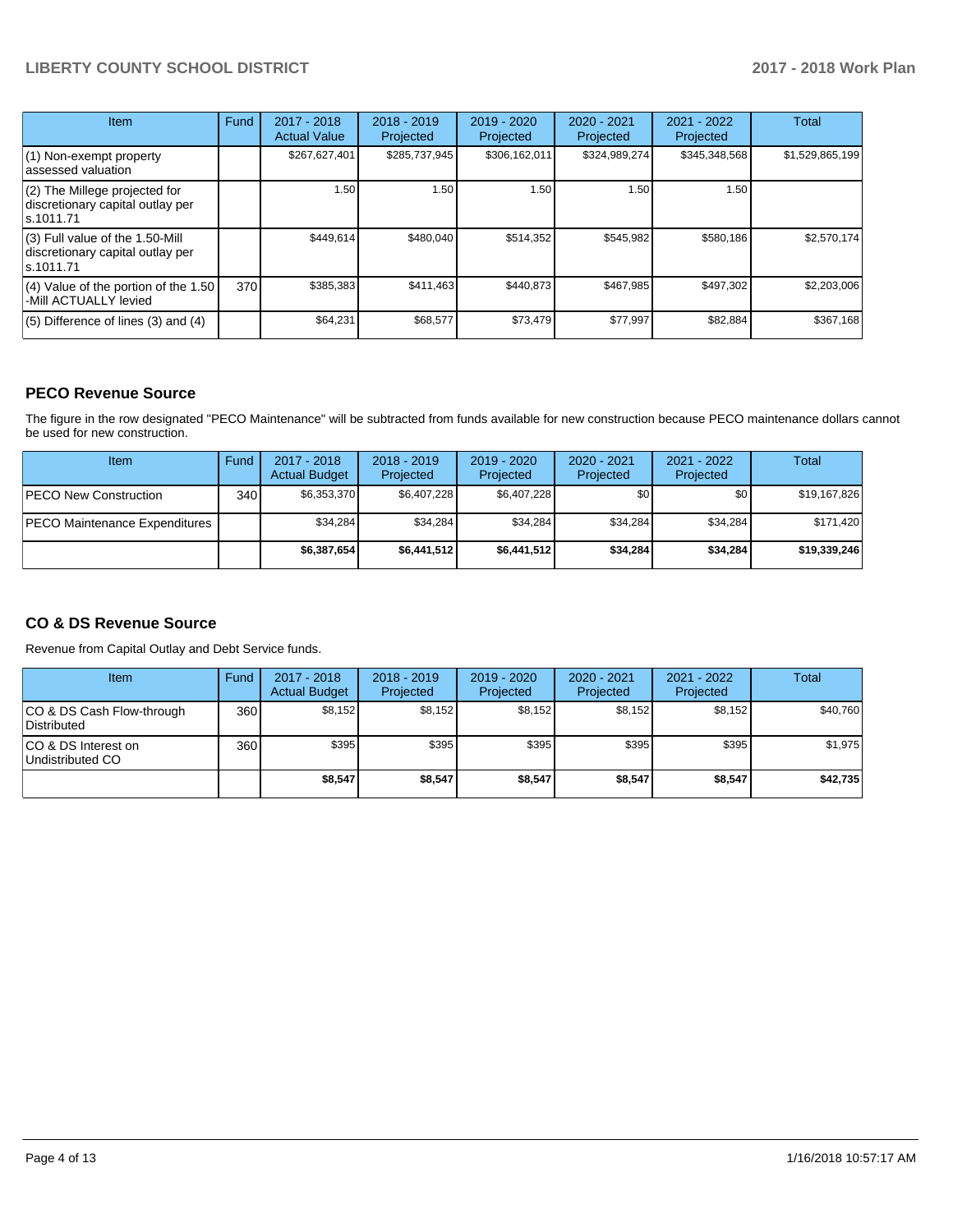| Item | Fund | 2017 - 2018 Actual Value | 2018 - 2019 Projected | 2019 - 2020 Projected | 2020 - 2021 Projected | 2021 - 2022 Projected | Total |
|---|---|---|---|---|---|---|---|
| (1) Non-exempt property assessed valuation | | $267,627,401 | $285,737,945 | $306,162,011 | $324,989,274 | $345,348,568 | $1,529,865,199 |
| (2) The Millege projected for discretionary capital outlay per s.1011.71 | | 1.50 | 1.50 | 1.50 | 1.50 | 1.50 | |
| (3) Full value of the 1.50-Mill discretionary capital outlay per s.1011.71 | | $449,614 | $480,040 | $514,352 | $545,982 | $580,186 | $2,570,174 |
| (4) Value of the portion of the 1.50 -Mill ACTUALLY levied | 370 | $385,383 | $411,463 | $440,873 | $467,985 | $497,302 | $2,203,006 |
| (5) Difference of lines (3) and (4) | | $64,231 | $68,577 | $73,479 | $77,997 | $82,884 | $367,168 |

## PECO Revenue Source

The figure in the row designated "PECO Maintenance" will be subtracted from funds available for new construction because PECO maintenance dollars cannot be used for new construction.

| Item | Fund | 2017 - 2018 Actual Budget | 2018 - 2019 Projected | 2019 - 2020 Projected | 2020 - 2021 Projected | 2021 - 2022 Projected | Total |
|---|---|---|---|---|---|---|---|
| PECO New Construction | 340 | $6,353,370 | $6,407,228 | $6,407,228 | $0 | $0 | $19,167,826 |
| PECO Maintenance Expenditures | | $34,284 | $34,284 | $34,284 | $34,284 | $34,284 | $171,420 |
| | | **$6,387,654** | **$6,441,512** | **$6,441,512** | **$34,284** | **$34,284** | **$19,339,246** |

## CO & DS Revenue Source

Revenue from Capital Outlay and Debt Service funds.

| Item | Fund | 2017 - 2018 Actual Budget | 2018 - 2019 Projected | 2019 - 2020 Projected | 2020 - 2021 Projected | 2021 - 2022 Projected | Total |
|---|---|---|---|---|---|---|---|
| CO & DS Cash Flow-through Distributed | 360 | $8,152 | $8,152 | $8,152 | $8,152 | $8,152 | $40,760 |
| CO & DS Interest on Undistributed CO | 360 | $395 | $395 | $395 | $395 | $395 | $1,975 |
| | | **$8,547** | **$8,547** | **$8,547** | **$8,547** | **$8,547** | **$42,735** |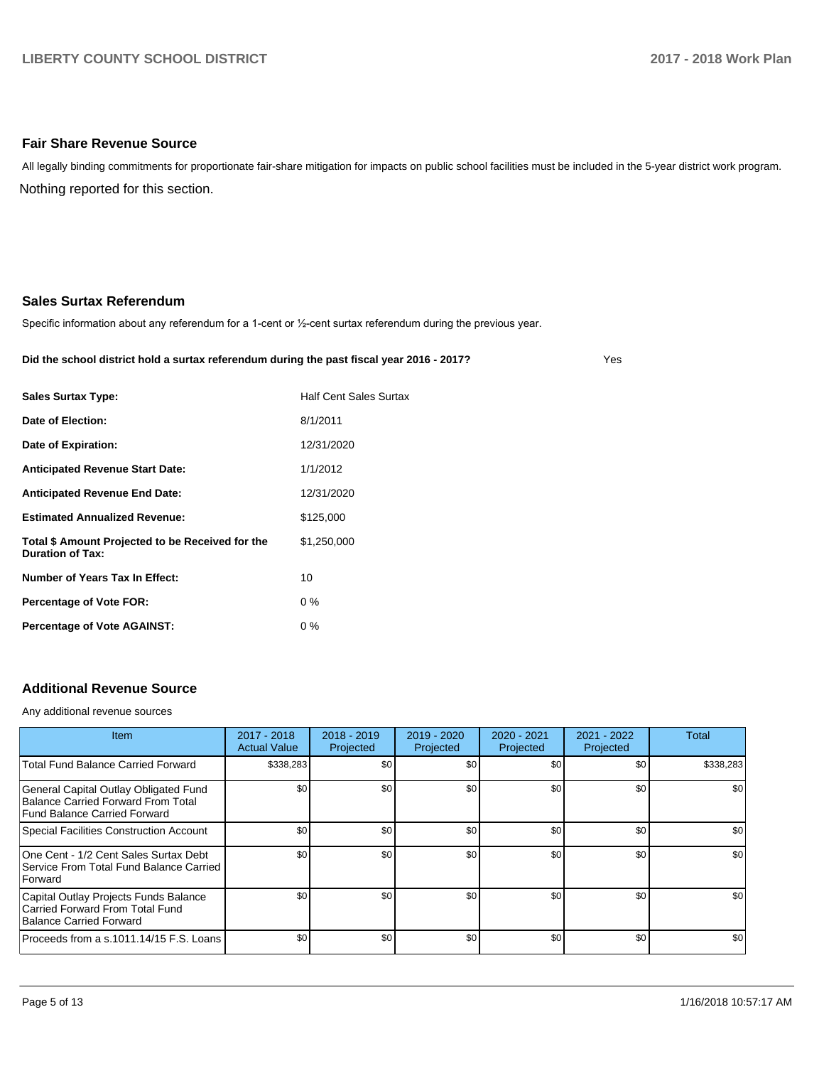## Fair Share Revenue Source

All legally binding commitments for proportionate fair-share mitigation for impacts on public school facilities must be included in the 5-year district work program.

Nothing reported for this section.

## Sales Surtax Referendum

Specific information about any referendum for a 1-cent or ½-cent surtax referendum during the previous year.

**Did the school district hold a surtax referendum during the past fiscal year 2016 - 2017?** Yes

| | |
|---|---|
| **Sales Surtax Type:** | Half Cent Sales Surtax |
| **Date of Election:** | 8/1/2011 |
| **Date of Expiration:** | 12/31/2020 |
| **Anticipated Revenue Start Date:** | 1/1/2012 |
| **Anticipated Revenue End Date:** | 12/31/2020 |
| **Estimated Annualized Revenue:** | $125,000 |
| **Total $ Amount Projected to be Received for the Duration of Tax:** | $1,250,000 |
| **Number of Years Tax In Effect:** | 10 |
| **Percentage of Vote FOR:** | 0 % |
| **Percentage of Vote AGAINST:** | 0 % |

## Additional Revenue Source

Any additional revenue sources

| Item | 2017 - 2018 Actual Value | 2018 - 2019 Projected | 2019 - 2020 Projected | 2020 - 2021 Projected | 2021 - 2022 Projected | Total |
|---|---|---|---|---|---|---|
| Total Fund Balance Carried Forward | $338,283 | $0 | $0 | $0 | $0 | $338,283 |
| General Capital Outlay Obligated Fund Balance Carried Forward From Total Fund Balance Carried Forward | $0 | $0 | $0 | $0 | $0 | $0 |
| Special Facilities Construction Account | $0 | $0 | $0 | $0 | $0 | $0 |
| One Cent - 1/2 Cent Sales Surtax Debt Service From Total Fund Balance Carried Forward | $0 | $0 | $0 | $0 | $0 | $0 |
| Capital Outlay Projects Funds Balance Carried Forward From Total Fund Balance Carried Forward | $0 | $0 | $0 | $0 | $0 | $0 |
| Proceeds from a s.1011.14/15 F.S. Loans | $0 | $0 | $0 | $0 | $0 | $0 |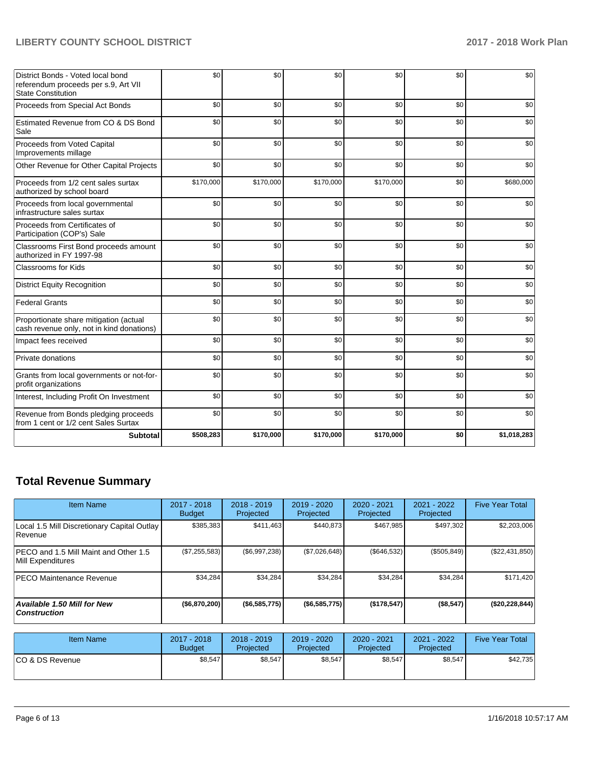| | | | | | | |
|---|---|---|---|---|---|---|
| District Bonds - Voted local bond referendum proceeds per s.9, Art VII State Constitution | $0 | $0 | $0 | $0 | $0 | $0 |
| Proceeds from Special Act Bonds | $0 | $0 | $0 | $0 | $0 | $0 |
| Estimated Revenue from CO & DS Bond Sale | $0 | $0 | $0 | $0 | $0 | $0 |
| Proceeds from Voted Capital Improvements millage | $0 | $0 | $0 | $0 | $0 | $0 |
| Other Revenue for Other Capital Projects | $0 | $0 | $0 | $0 | $0 | $0 |
| Proceeds from 1/2 cent sales surtax authorized by school board | $170,000 | $170,000 | $170,000 | $170,000 | $0 | $680,000 |
| Proceeds from local governmental infrastructure sales surtax | $0 | $0 | $0 | $0 | $0 | $0 |
| Proceeds from Certificates of Participation (COP's) Sale | $0 | $0 | $0 | $0 | $0 | $0 |
| Classrooms First Bond proceeds amount authorized in FY 1997-98 | $0 | $0 | $0 | $0 | $0 | $0 |
| Classrooms for Kids | $0 | $0 | $0 | $0 | $0 | $0 |
| District Equity Recognition | $0 | $0 | $0 | $0 | $0 | $0 |
| Federal Grants | $0 | $0 | $0 | $0 | $0 | $0 |
| Proportionate share mitigation (actual cash revenue only, not in kind donations) | $0 | $0 | $0 | $0 | $0 | $0 |
| Impact fees received | $0 | $0 | $0 | $0 | $0 | $0 |
| Private donations | $0 | $0 | $0 | $0 | $0 | $0 |
| Grants from local governments or not-for-profit organizations | $0 | $0 | $0 | $0 | $0 | $0 |
| Interest, Including Profit On Investment | $0 | $0 | $0 | $0 | $0 | $0 |
| Revenue from Bonds pledging proceeds from 1 cent or 1/2 cent Sales Surtax | $0 | $0 | $0 | $0 | $0 | $0 |
| **Subtotal** | **$508,283** | **$170,000** | **$170,000** | **$170,000** | **$0** | **$1,018,283** |

## Total Revenue Summary

| Item Name | 2017 - 2018 Budget | 2018 - 2019 Projected | 2019 - 2020 Projected | 2020 - 2021 Projected | 2021 - 2022 Projected | Five Year Total |
|---|---|---|---|---|---|---|
| Local 1.5 Mill Discretionary Capital Outlay Revenue | $385,383 | $411,463 | $440,873 | $467,985 | $497,302 | $2,203,006 |
| PECO and 1.5 Mill Maint and Other 1.5 Mill Expenditures | ($7,255,583) | ($6,997,238) | ($7,026,648) | ($646,532) | ($505,849) | ($22,431,850) |
| PECO Maintenance Revenue | $34,284 | $34,284 | $34,284 | $34,284 | $34,284 | $171,420 |
| ***Available 1.50 Mill for New Construction*** | **($6,870,200)** | **($6,585,775)** | **($6,585,775)** | **($178,547)** | **($8,547)** | **($20,228,844)** |

| Item Name | 2017 - 2018 Budget | 2018 - 2019 Projected | 2019 - 2020 Projected | 2020 - 2021 Projected | 2021 - 2022 Projected | Five Year Total |
|---|---|---|---|---|---|---|
| CO & DS Revenue | $8,547 | $8,547 | $8,547 | $8,547 | $8,547 | $42,735 |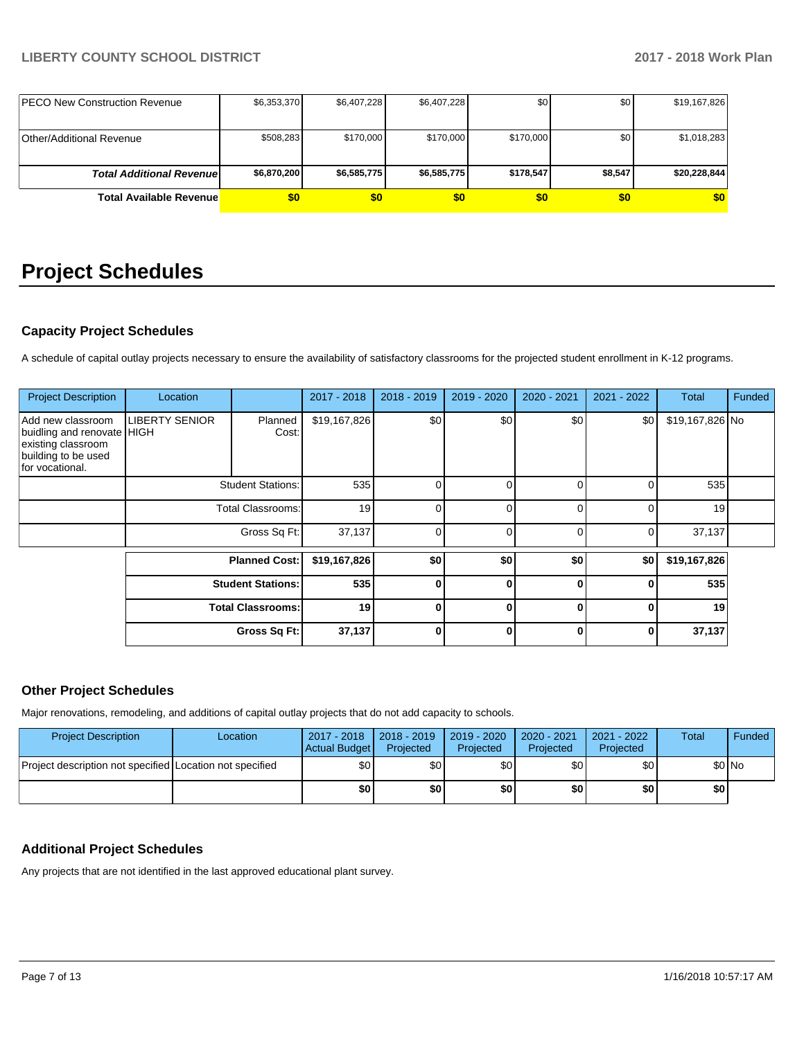| | | | | | | |
|---|---|---|---|---|---|---|
| PECO New Construction Revenue | $6,353,370 | $6,407,228 | $6,407,228 | $0 | $0 | $19,167,826 |
| Other/Additional Revenue | $508,283 | $170,000 | $170,000 | $170,000 | $0 | $1,018,283 |
| ***Total Additional Revenue*** | **$6,870,200** | **$6,585,775** | **$6,585,775** | **$178,547** | **$8,547** | **$20,228,844** |
| **Total Available Revenue** | **$0** | **$0** | **$0** | **$0** | **$0** | **$0** |

# Project Schedules

### Capacity Project Schedules

A schedule of capital outlay projects necessary to ensure the availability of satisfactory classrooms for the projected student enrollment in K-12 programs.

| Project Description | Location | | 2017 - 2018 | 2018 - 2019 | 2019 - 2020 | 2020 - 2021 | 2021 - 2022 | Total | Funded |
|---|---|---|---|---|---|---|---|---|---|
| Add new classroom buidling and renovate existing classroom building to be used for vocational. | LIBERTY SENIOR HIGH | Planned Cost: | $19,167,826 | $0 | $0 | $0 | $0 | $19,167,826 | No |
| | | Student Stations: | 535 | 0 | 0 | 0 | 0 | 535 | |
| | | Total Classrooms: | 19 | 0 | 0 | 0 | 0 | 19 | |
| | | Gross Sq Ft: | 37,137 | 0 | 0 | 0 | 0 | 37,137 | |
| | | **Planned Cost:** | **$19,167,826** | **$0** | **$0** | **$0** | **$0** | **$19,167,826** | |
| | | **Student Stations:** | **535** | **0** | **0** | **0** | **0** | **535** | |
| | | **Total Classrooms:** | **19** | **0** | **0** | **0** | **0** | **19** | |
| | | **Gross Sq Ft:** | **37,137** | **0** | **0** | **0** | **0** | **37,137** | |

### Other Project Schedules

Major renovations, remodeling, and additions of capital outlay projects that do not add capacity to schools.

| Project Description | Location | 2017 - 2018 Actual Budget | 2018 - 2019 Projected | 2019 - 2020 Projected | 2020 - 2021 Projected | 2021 - 2022 Projected | Total | Funded |
|---|---|---|---|---|---|---|---|---|
| Project description not specified | Location not specified | $0 | $0 | $0 | $0 | $0 | $0 | No |
| | | **$0** | **$0** | **$0** | **$0** | **$0** | **$0** | |

### Additional Project Schedules

Any projects that are not identified in the last approved educational plant survey.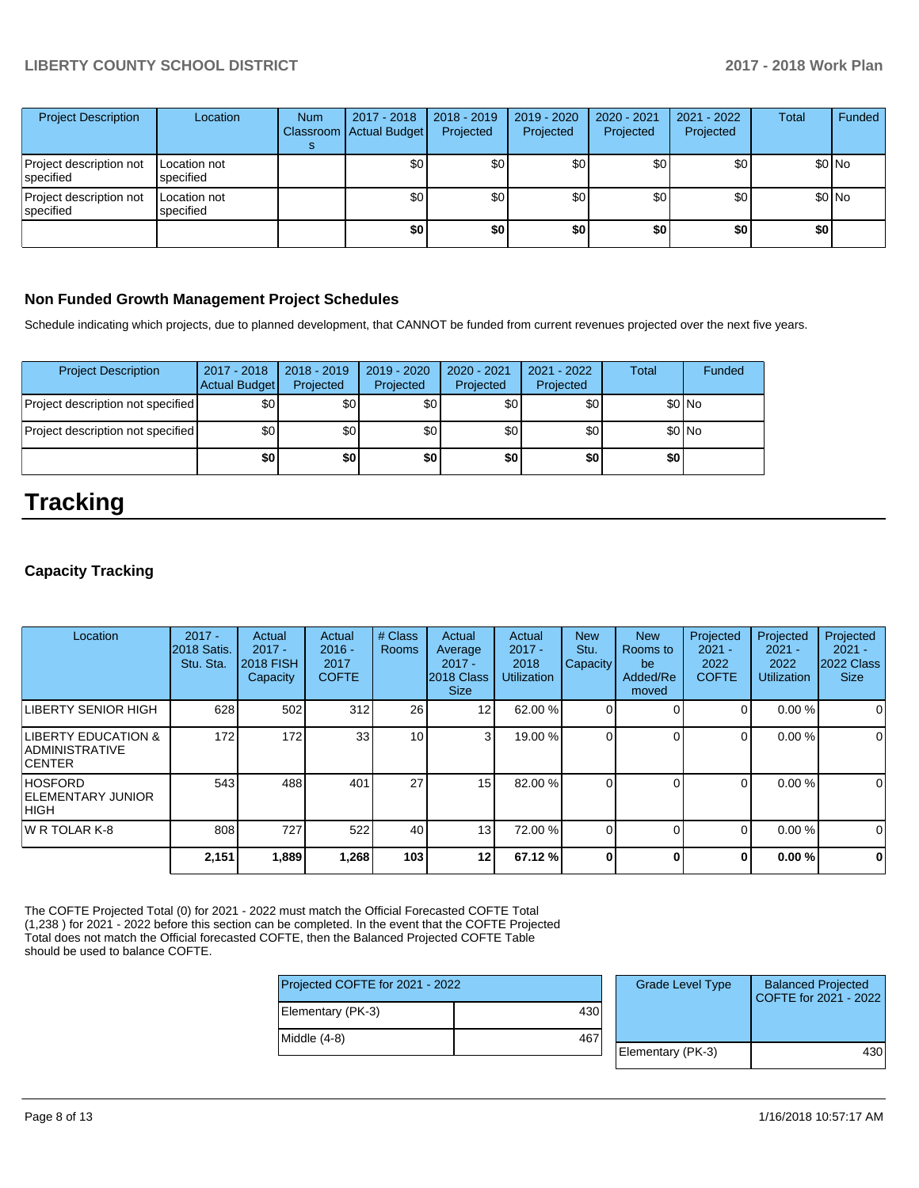| Project Description | Location | Num Classrooms | 2017 - 2018 Actual Budget | 2018 - 2019 Projected | 2019 - 2020 Projected | 2020 - 2021 Projected | 2021 - 2022 Projected | Total | Funded |
|---|---|---|---|---|---|---|---|---|---|
| Project description not specified | Location not specified | | $0 | $0 | $0 | $0 | $0 | $0 | No |
| Project description not specified | Location not specified | | $0 | $0 | $0 | $0 | $0 | $0 | No |
| | | | **$0** | **$0** | **$0** | **$0** | **$0** | **$0** | |

### Non Funded Growth Management Project Schedules

Schedule indicating which projects, due to planned development, that CANNOT be funded from current revenues projected over the next five years.

| Project Description | 2017 - 2018 Actual Budget | 2018 - 2019 Projected | 2019 - 2020 Projected | 2020 - 2021 Projected | 2021 - 2022 Projected | Total | Funded |
|---|---|---|---|---|---|---|---|
| Project description not specified | $0 | $0 | $0 | $0 | $0 | $0 | No |
| Project description not specified | $0 | $0 | $0 | $0 | $0 | $0 | No |
| | **$0** | **$0** | **$0** | **$0** | **$0** | **$0** | |

# Tracking

### Capacity Tracking

| Location | 2017 - 2018 Satis. Stu. Sta. | Actual 2017 - 2018 FISH Capacity | Actual 2016 - 2017 COFTE | # Class Rooms | Actual Average 2017 - 2018 Class Size | Actual 2017 - 2018 Utilization | New Stu. Capacity | New Rooms to be Added/Removed | Projected 2021 - 2022 COFTE | Projected 2021 - 2022 Utilization | Projected 2021 - 2022 Class Size |
|---|---|---|---|---|---|---|---|---|---|---|---|
| LIBERTY SENIOR HIGH | 628 | 502 | 312 | 26 | 12 | 62.00 % | 0 | 0 | 0 | 0.00 % | 0 |
| LIBERTY EDUCATION & ADMINISTRATIVE CENTER | 172 | 172 | 33 | 10 | 3 | 19.00 % | 0 | 0 | 0 | 0.00 % | 0 |
| HOSFORD ELEMENTARY JUNIOR HIGH | 543 | 488 | 401 | 27 | 15 | 82.00 % | 0 | 0 | 0 | 0.00 % | 0 |
| W R TOLAR K-8 | 808 | 727 | 522 | 40 | 13 | 72.00 % | 0 | 0 | 0 | 0.00 % | 0 |
| | **2,151** | **1,889** | **1,268** | **103** | **12** | **67.12 %** | **0** | **0** | **0** | **0.00 %** | **0** |

The COFTE Projected Total (0) for 2021 - 2022 must match the Official Forecasted COFTE Total (1,238 ) for 2021 - 2022 before this section can be completed. In the event that the COFTE Projected Total does not match the Official forecasted COFTE, then the Balanced Projected COFTE Table should be used to balance COFTE.

| Projected COFTE for 2021 - 2022 | |
|---|---|
| Elementary (PK-3) | 430 |
| Middle (4-8) | 467 |

| Grade Level Type | Balanced Projected COFTE for 2021 - 2022 |
|---|---|
| Elementary (PK-3) | 430 |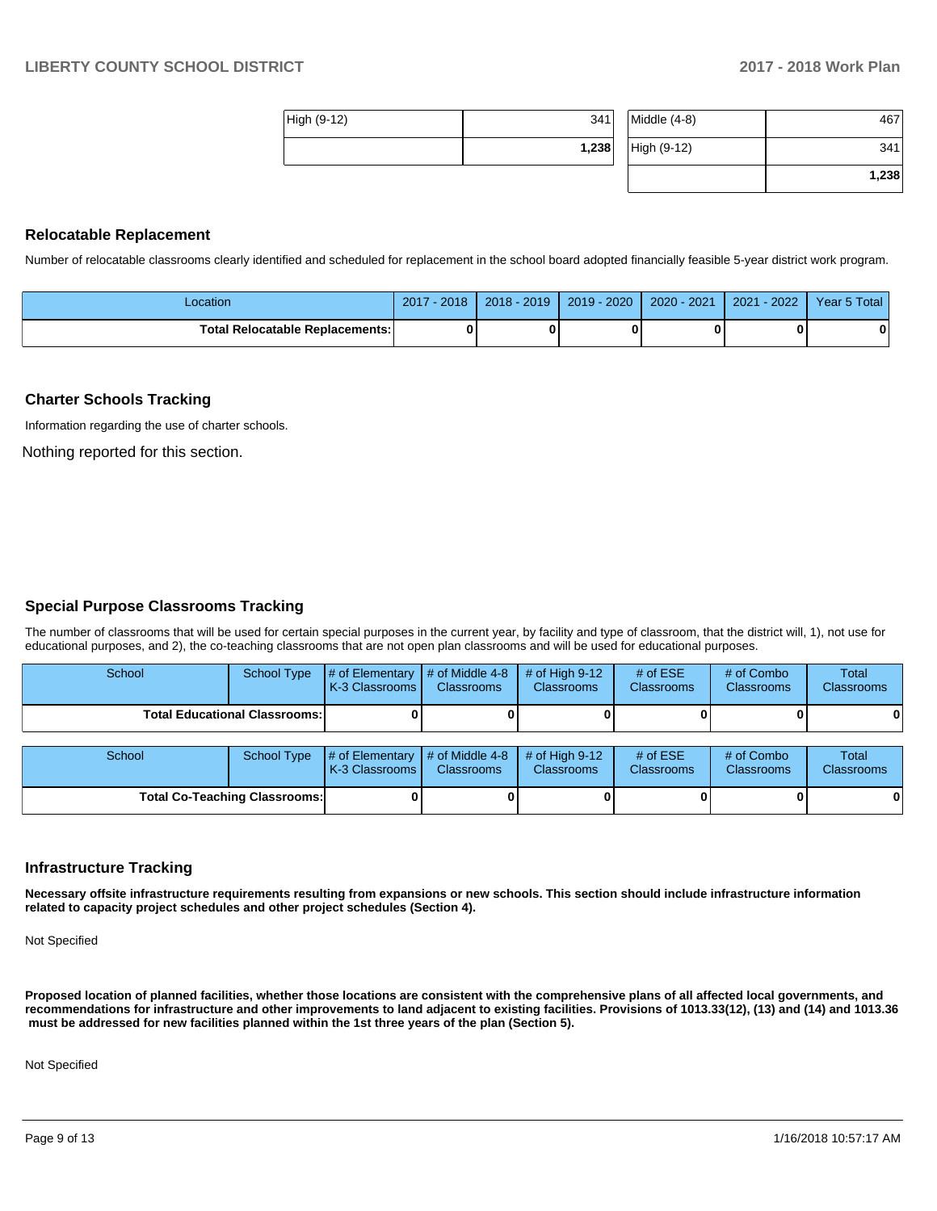| High (9-12) | 341 |
|---|---|
| | **1,238** |

| Middle (4-8) | 467 |
|---|---|
| High (9-12) | 341 |
| | **1,238** |

## Relocatable Replacement

Number of relocatable classrooms clearly identified and scheduled for replacement in the school board adopted financially feasible 5-year district work program.

| Location | 2017 - 2018 | 2018 - 2019 | 2019 - 2020 | 2020 - 2021 | 2021 - 2022 | Year 5 Total |
|---|---|---|---|---|---|---|
| **Total Relocatable Replacements:** | **0** | **0** | **0** | **0** | **0** | **0** |

## Charter Schools Tracking

Information regarding the use of charter schools.

Nothing reported for this section.

## Special Purpose Classrooms Tracking

The number of classrooms that will be used for certain special purposes in the current year, by facility and type of classroom, that the district will, 1), not use for educational purposes, and 2), the co-teaching classrooms that are not open plan classrooms and will be used for educational purposes.

| School | School Type | # of Elementary K-3 Classrooms | # of Middle 4-8 Classrooms | # of High 9-12 Classrooms | # of ESE Classrooms | # of Combo Classrooms | Total Classrooms |
|---|---|---|---|---|---|---|---|
| **Total Educational Classrooms:** | | **0** | **0** | **0** | **0** | **0** | **0** |

| School | School Type | # of Elementary K-3 Classrooms | # of Middle 4-8 Classrooms | # of High 9-12 Classrooms | # of ESE Classrooms | # of Combo Classrooms | Total Classrooms |
|---|---|---|---|---|---|---|---|
| **Total Co-Teaching Classrooms:** | | **0** | **0** | **0** | **0** | **0** | **0** |

## Infrastructure Tracking

**Necessary offsite infrastructure requirements resulting from expansions or new schools. This section should include infrastructure information related to capacity project schedules and other project schedules (Section 4).**

Not Specified

**Proposed location of planned facilities, whether those locations are consistent with the comprehensive plans of all affected local governments, and recommendations for infrastructure and other improvements to land adjacent to existing facilities. Provisions of 1013.33(12), (13) and (14) and 1013.36 must be addressed for new facilities planned within the 1st three years of the plan (Section 5).**

Not Specified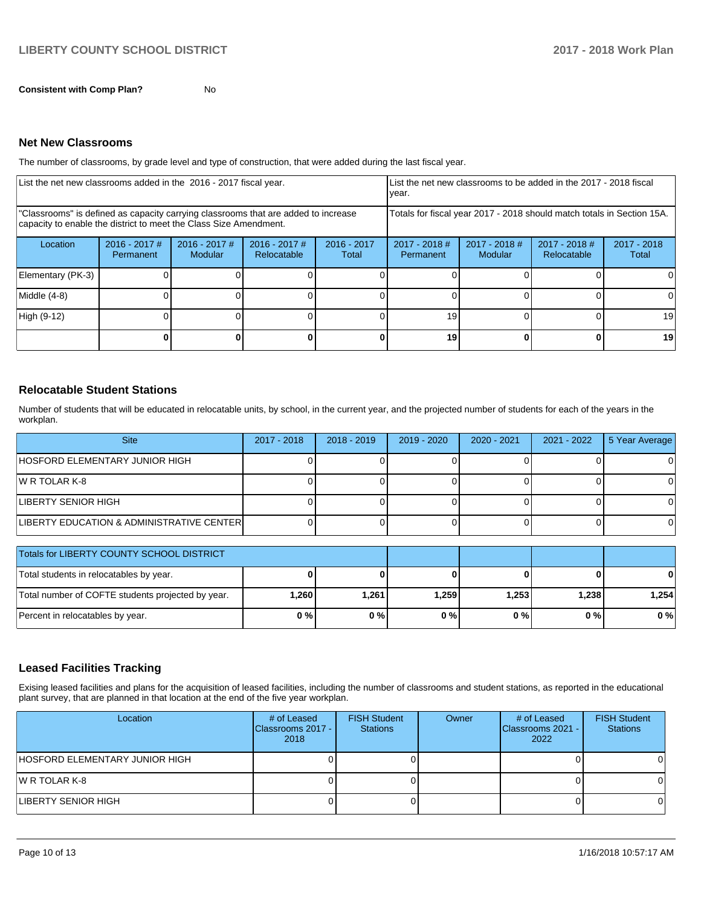**Consistent with Comp Plan?** No

## Net New Classrooms

The number of classrooms, by grade level and type of construction, that were added during the last fiscal year.

| List the net new classrooms added in the 2016 - 2017 fiscal year. | | | | | List the net new classrooms to be added in the 2017 - 2018 fiscal year. | | | |
|---|---|---|---|---|---|---|---|---|
| "Classrooms" is defined as capacity carrying classrooms that are added to increase capacity to enable the district to meet the Class Size Amendment. | | | | | Totals for fiscal year 2017 - 2018 should match totals in Section 15A. | | | |
| Location | 2016 - 2017 # Permanent | 2016 - 2017 # Modular | 2016 - 2017 # Relocatable | 2016 - 2017 Total | 2017 - 2018 # Permanent | 2017 - 2018 # Modular | 2017 - 2018 # Relocatable | 2017 - 2018 Total |
| Elementary (PK-3) | 0 | 0 | 0 | 0 | 0 | 0 | 0 | 0 |
| Middle (4-8) | 0 | 0 | 0 | 0 | 0 | 0 | 0 | 0 |
| High (9-12) | 0 | 0 | 0 | 0 | 19 | 0 | 0 | 19 |
| | **0** | **0** | **0** | **0** | **19** | **0** | **0** | **19** |

## Relocatable Student Stations

Number of students that will be educated in relocatable units, by school, in the current year, and the projected number of students for each of the years in the workplan.

| Site | 2017 - 2018 | 2018 - 2019 | 2019 - 2020 | 2020 - 2021 | 2021 - 2022 | 5 Year Average |
|---|---|---|---|---|---|---|
| HOSFORD ELEMENTARY JUNIOR HIGH | 0 | 0 | 0 | 0 | 0 | 0 |
| W R TOLAR K-8 | 0 | 0 | 0 | 0 | 0 | 0 |
| LIBERTY SENIOR HIGH | 0 | 0 | 0 | 0 | 0 | 0 |
| LIBERTY EDUCATION & ADMINISTRATIVE CENTER | 0 | 0 | 0 | 0 | 0 | 0 |

| Totals for LIBERTY COUNTY SCHOOL DISTRICT | | | | | | |
|---|---|---|---|---|---|---|
| Total students in relocatables by year. | **0** | **0** | **0** | **0** | **0** | **0** |
| Total number of COFTE students projected by year. | **1,260** | **1,261** | **1,259** | **1,253** | **1,238** | **1,254** |
| Percent in relocatables by year. | **0 %** | **0 %** | **0 %** | **0 %** | **0 %** | **0 %** |

## Leased Facilities Tracking

Exising leased facilities and plans for the acquisition of leased facilities, including the number of classrooms and student stations, as reported in the educational plant survey, that are planned in that location at the end of the five year workplan.

| Location | # of Leased Classrooms 2017 - 2018 | FISH Student Stations | Owner | # of Leased Classrooms 2021 - 2022 | FISH Student Stations |
|---|---|---|---|---|---|
| HOSFORD ELEMENTARY JUNIOR HIGH | 0 | 0 | | 0 | 0 |
| W R TOLAR K-8 | 0 | 0 | | 0 | 0 |
| LIBERTY SENIOR HIGH | 0 | 0 | | 0 | 0 |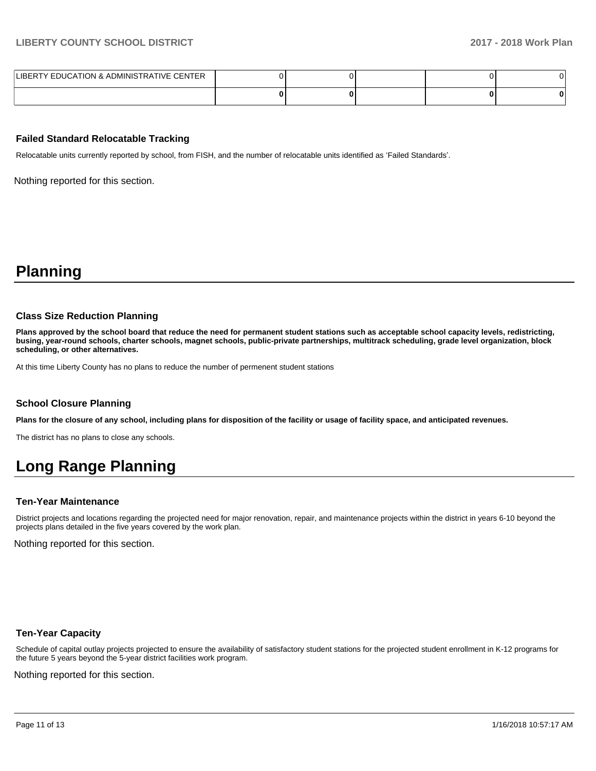| | | | | | |
|---|---|---|---|---|---|
| LIBERTY EDUCATION & ADMINISTRATIVE CENTER | 0 | 0 | | 0 | 0 |
| | **0** | **0** | | **0** | **0** |

### Failed Standard Relocatable Tracking

Relocatable units currently reported by school, from FISH, and the number of relocatable units identified as 'Failed Standards'.

Nothing reported for this section.

# Planning

### Class Size Reduction Planning

**Plans approved by the school board that reduce the need for permanent student stations such as acceptable school capacity levels, redistricting, busing, year-round schools, charter schools, magnet schools, public-private partnerships, multitrack scheduling, grade level organization, block scheduling, or other alternatives.**

At this time Liberty County has no plans to reduce the number of permenent student stations

### School Closure Planning

**Plans for the closure of any school, including plans for disposition of the facility or usage of facility space, and anticipated revenues.**

The district has no plans to close any schools.

# Long Range Planning

### Ten-Year Maintenance

District projects and locations regarding the projected need for major renovation, repair, and maintenance projects within the district in years 6-10 beyond the projects plans detailed in the five years covered by the work plan.

Nothing reported for this section.

### Ten-Year Capacity

Schedule of capital outlay projects projected to ensure the availability of satisfactory student stations for the projected student enrollment in K-12 programs for the future 5 years beyond the 5-year district facilities work program.

Nothing reported for this section.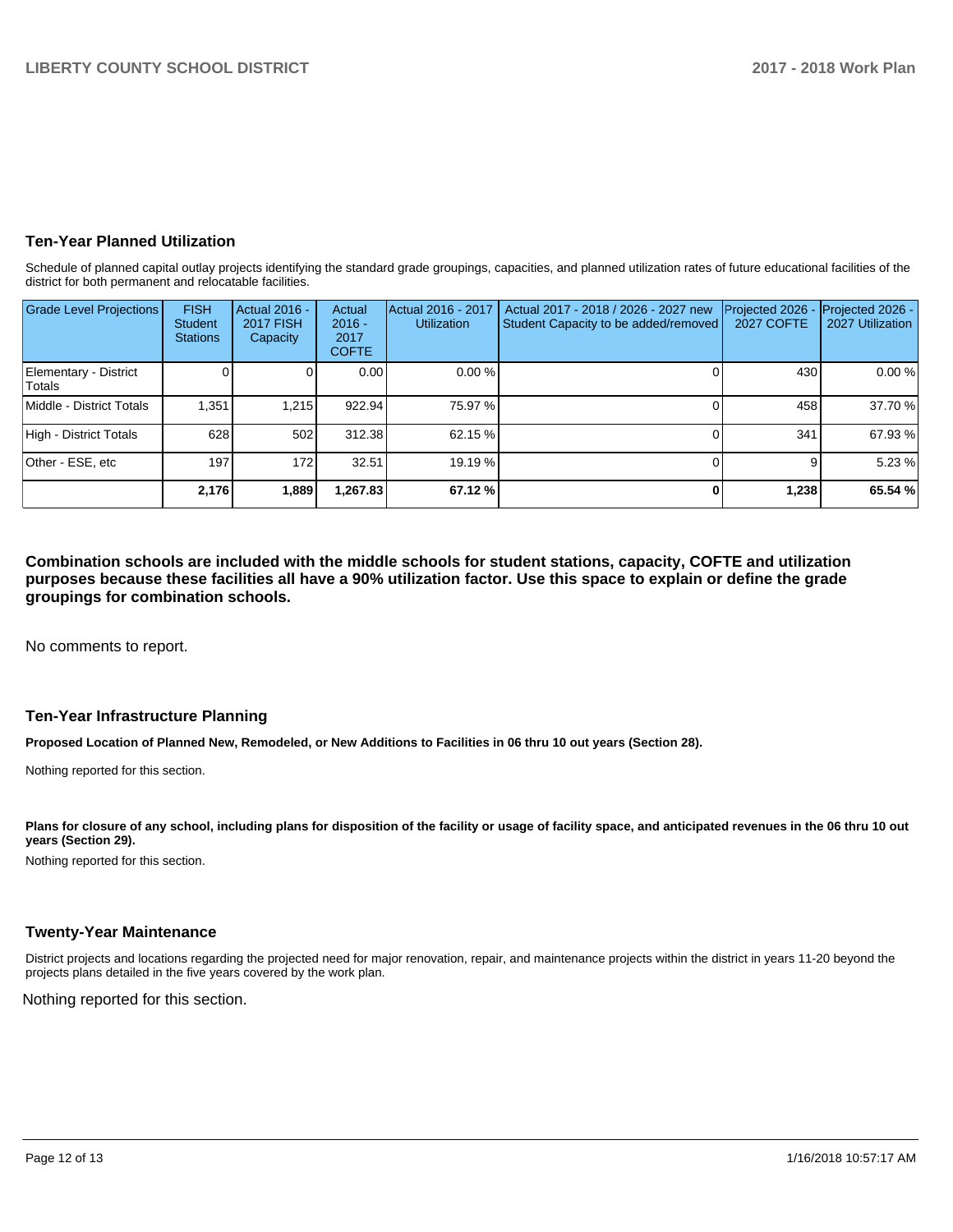## Ten-Year Planned Utilization

Schedule of planned capital outlay projects identifying the standard grade groupings, capacities, and planned utilization rates of future educational facilities of the district for both permanent and relocatable facilities.

| Grade Level Projections | FISH Student Stations | Actual 2016 - 2017 FISH Capacity | Actual 2016 - 2017 COFTE | Actual 2016 - 2017 Utilization | Actual 2017 - 2018 / 2026 - 2027 new Student Capacity to be added/removed | Projected 2026 - 2027 COFTE | Projected 2026 - 2027 Utilization |
|---|---|---|---|---|---|---|---|
| Elementary - District Totals | 0 | 0 | 0.00 | 0.00 % | 0 | 430 | 0.00 % |
| Middle - District Totals | 1,351 | 1,215 | 922.94 | 75.97 % | 0 | 458 | 37.70 % |
| High - District Totals | 628 | 502 | 312.38 | 62.15 % | 0 | 341 | 67.93 % |
| Other - ESE, etc | 197 | 172 | 32.51 | 19.19 % | 0 | 9 | 5.23 % |
| | **2,176** | **1,889** | **1,267.83** | **67.12 %** | **0** | **1,238** | **65.54 %** |

**Combination schools are included with the middle schools for student stations, capacity, COFTE and utilization purposes because these facilities all have a 90% utilization factor. Use this space to explain or define the grade groupings for combination schools.**

No comments to report.

## Ten-Year Infrastructure Planning

**Proposed Location of Planned New, Remodeled, or New Additions to Facilities in 06 thru 10 out years (Section 28).**

Nothing reported for this section.

**Plans for closure of any school, including plans for disposition of the facility or usage of facility space, and anticipated revenues in the 06 thru 10 out years (Section 29).**

Nothing reported for this section.

## Twenty-Year Maintenance

District projects and locations regarding the projected need for major renovation, repair, and maintenance projects within the district in years 11-20 beyond the projects plans detailed in the five years covered by the work plan.

Nothing reported for this section.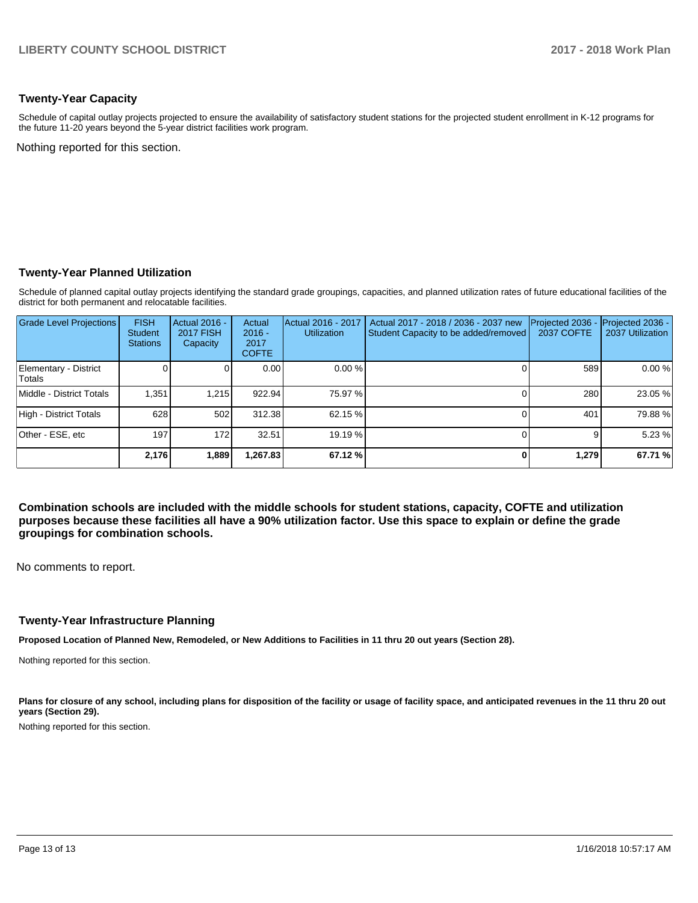## Twenty-Year Capacity

Schedule of capital outlay projects projected to ensure the availability of satisfactory student stations for the projected student enrollment in K-12 programs for the future 11-20 years beyond the 5-year district facilities work program.

Nothing reported for this section.

## Twenty-Year Planned Utilization

Schedule of planned capital outlay projects identifying the standard grade groupings, capacities, and planned utilization rates of future educational facilities of the district for both permanent and relocatable facilities.

| Grade Level Projections | FISH Student Stations | Actual 2016 - 2017 FISH Capacity | Actual 2016 - 2017 COFTE | Actual 2016 - 2017 Utilization | Actual 2017 - 2018 / 2036 - 2037 new Student Capacity to be added/removed | Projected 2036 - 2037 COFTE | Projected 2036 - 2037 Utilization |
|---|---|---|---|---|---|---|---|
| Elementary - District Totals | 0 | 0 | 0.00 | 0.00 % | 0 | 589 | 0.00 % |
| Middle - District Totals | 1,351 | 1,215 | 922.94 | 75.97 % | 0 | 280 | 23.05 % |
| High - District Totals | 628 | 502 | 312.38 | 62.15 % | 0 | 401 | 79.88 % |
| Other - ESE, etc | 197 | 172 | 32.51 | 19.19 % | 0 | 9 | 5.23 % |
| | **2,176** | **1,889** | **1,267.83** | **67.12 %** | **0** | **1,279** | **67.71 %** |

**Combination schools are included with the middle schools for student stations, capacity, COFTE and utilization purposes because these facilities all have a 90% utilization factor. Use this space to explain or define the grade groupings for combination schools.**

No comments to report.

## Twenty-Year Infrastructure Planning

**Proposed Location of Planned New, Remodeled, or New Additions to Facilities in 11 thru 20 out years (Section 28).**

Nothing reported for this section.

**Plans for closure of any school, including plans for disposition of the facility or usage of facility space, and anticipated revenues in the 11 thru 20 out years (Section 29).**

Nothing reported for this section.